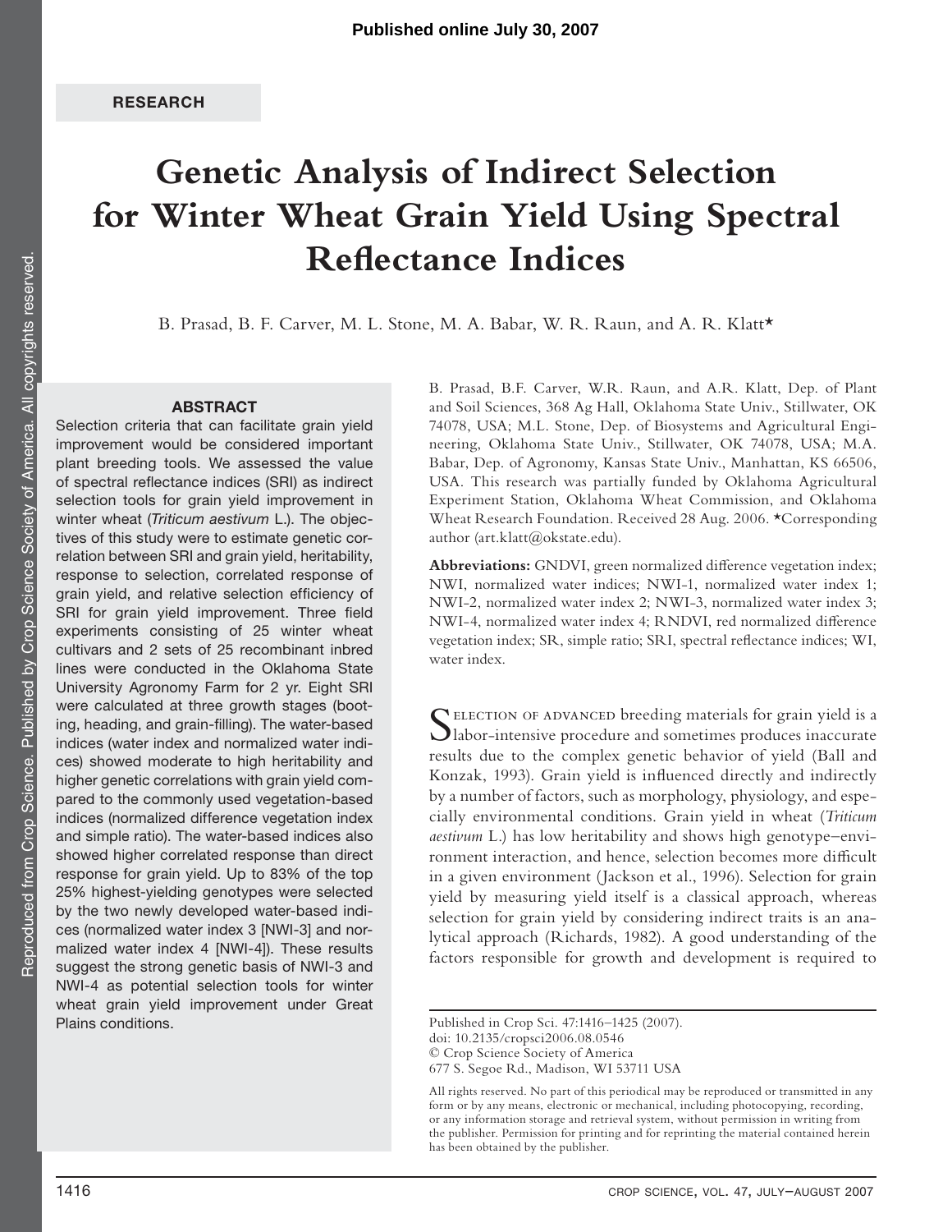Published online July 30, 2007

RESEARCH

# Genetic Analysis of Indirect Selection for Winter Wheat Grain Yield Using Spectral Reflectance Indices

B. Prasad, B. F. Carver, M. L. Stone, M. A. Babar, W. R. Raun, and A. R. Klatt*

## ABSTRACT

Selection criteria that can facilitate grain yield improvement would be considered important plant breeding tools. We assessed the value of spectral reflectance indices (SRI) as indirect selection tools for grain yield improvement in winter wheat (*Triticum aestivum* L.). The objectives of this study were to estimate genetic correlation between SRI and grain yield, heritability, response to selection, correlated response of grain yield, and relative selection efficiency of SRI for grain yield improvement. Three field experiments consisting of 25 winter wheat cultivars and 2 sets of 25 recombinant inbred lines were conducted in the Oklahoma State University Agronomy Farm for 2 yr. Eight SRI were calculated at three growth stages (booting, heading, and grain-filling). The water-based indices (water index and normalized water indices) showed moderate to high heritability and higher genetic correlations with grain yield compared to the commonly used vegetation-based indices (normalized difference vegetation index and simple ratio). The water-based indices also showed higher correlated response than direct response for grain yield. Up to 83% of the top 25% highest-yielding genotypes were selected by the two newly developed water-based indices (normalized water index 3 [NWI-3] and normalized water index 4 [NWI-4]). These results suggest the strong genetic basis of NWI-3 and NWI-4 as potential selection tools for winter wheat grain yield improvement under Great Plains conditions.

B. Prasad, B.F. Carver, W.R. Raun, and A.R. Klatt, Dep. of Plant and Soil Sciences, 368 Ag Hall, Oklahoma State Univ., Stillwater, OK 74078, USA; M.L. Stone, Dep. of Biosystems and Agricultural Engineering, Oklahoma State Univ., Stillwater, OK 74078, USA; M.A. Babar, Dep. of Agronomy, Kansas State Univ., Manhattan, KS 66506, USA. This research was partially funded by Oklahoma Agricultural Experiment Station, Oklahoma Wheat Commission, and Oklahoma Wheat Research Foundation. Received 28 Aug. 2006. *Corresponding author (art.klatt@okstate.edu).

**Abbreviations:** GNDVI, green normalized difference vegetation index; NWI, normalized water indices; NWI-1, normalized water index 1; NWI-2, normalized water index 2; NWI-3, normalized water index 3; NWI-4, normalized water index 4; RNDVI, red normalized difference vegetation index; SR, simple ratio; SRI, spectral reflectance indices; WI, water index.

Selection of advanced breeding materials for grain yield is a labor-intensive procedure and sometimes produces inaccurate results due to the complex genetic behavior of yield (Ball and Konzak, 1993). Grain yield is influenced directly and indirectly by a number of factors, such as morphology, physiology, and especially environmental conditions. Grain yield in wheat (*Triticum aestivum* L.) has low heritability and shows high genotype–environment interaction, and hence, selection becomes more difficult in a given environment (Jackson et al., 1996). Selection for grain yield by measuring yield itself is a classical approach, whereas selection for grain yield by considering indirect traits is an analytical approach (Richards, 1982). A good understanding of the factors responsible for growth and development is required to

Published in Crop Sci. 47:1416–1425 (2007).
doi: 10.2135/cropsci2006.08.0546
© Crop Science Society of America
677 S. Segoe Rd., Madison, WI 53711 USA

All rights reserved. No part of this periodical may be reproduced or transmitted in any form or by any means, electronic or mechanical, including photocopying, recording, or any information storage and retrieval system, without permission in writing from the publisher. Permission for printing and for reprinting the material contained herein has been obtained by the publisher.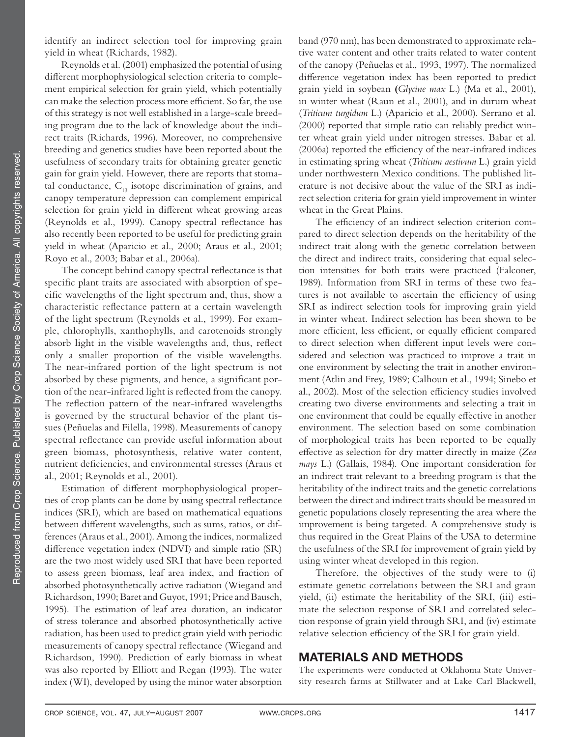identify an indirect selection tool for improving grain yield in wheat (Richards, 1982).

Reynolds et al. (2001) emphasized the potential of using different morphophysiological selection criteria to complement empirical selection for grain yield, which potentially can make the selection process more efficient. So far, the use of this strategy is not well established in a large-scale breeding program due to the lack of knowledge about the indirect traits (Richards, 1996). Moreover, no comprehensive breeding and genetics studies have been reported about the usefulness of secondary traits for obtaining greater genetic gain for grain yield. However, there are reports that stomatal conductance, $C_{13}$ isotope discrimination of grains, and canopy temperature depression can complement empirical selection for grain yield in different wheat growing areas (Reynolds et al., 1999). Canopy spectral reflectance has also recently been reported to be useful for predicting grain yield in wheat (Aparicio et al., 2000; Araus et al., 2001; Royo et al., 2003; Babar et al., 2006a).

The concept behind canopy spectral reflectance is that specific plant traits are associated with absorption of specific wavelengths of the light spectrum and, thus, show a characteristic reflectance pattern at a certain wavelength of the light spectrum (Reynolds et al., 1999). For example, chlorophylls, xanthophylls, and carotenoids strongly absorb light in the visible wavelengths and, thus, reflect only a smaller proportion of the visible wavelengths. The near-infrared portion of the light spectrum is not absorbed by these pigments, and hence, a significant portion of the near-infrared light is reflected from the canopy. The reflection pattern of the near-infrared wavelengths is governed by the structural behavior of the plant tissues (Peñuelas and Filella, 1998). Measurements of canopy spectral reflectance can provide useful information about green biomass, photosynthesis, relative water content, nutrient deficiencies, and environmental stresses (Araus et al., 2001; Reynolds et al., 2001).

Estimation of different morphophysiological properties of crop plants can be done by using spectral reflectance indices (SRI), which are based on mathematical equations between different wavelengths, such as sums, ratios, or differences (Araus et al., 2001). Among the indices, normalized difference vegetation index (NDVI) and simple ratio (SR) are the two most widely used SRI that have been reported to assess green biomass, leaf area index, and fraction of absorbed photosynthetically active radiation (Wiegand and Richardson, 1990; Baret and Guyot, 1991; Price and Bausch, 1995). The estimation of leaf area duration, an indicator of stress tolerance and absorbed photosynthetically active radiation, has been used to predict grain yield with periodic measurements of canopy spectral reflectance (Wiegand and Richardson, 1990). Prediction of early biomass in wheat was also reported by Elliott and Regan (1993). The water index (WI), developed by using the minor water absorption band (970 nm), has been demonstrated to approximate relative water content and other traits related to water content of the canopy (Peñuelas et al., 1993, 1997). The normalized difference vegetation index has been reported to predict grain yield in soybean (*Glycine max* L.) (Ma et al., 2001), in winter wheat (Raun et al., 2001), and in durum wheat (*Triticum turgidum* L.) (Aparicio et al., 2000). Serrano et al. (2000) reported that simple ratio can reliably predict winter wheat grain yield under nitrogen stresses. Babar et al. (2006a) reported the efficiency of the near-infrared indices in estimating spring wheat (*Triticum aestivum* L.) grain yield under northwestern Mexico conditions. The published literature is not decisive about the value of the SRI as indirect selection criteria for grain yield improvement in winter wheat in the Great Plains.

The efficiency of an indirect selection criterion compared to direct selection depends on the heritability of the indirect trait along with the genetic correlation between the direct and indirect traits, considering that equal selection intensities for both traits were practiced (Falconer, 1989). Information from SRI in terms of these two features is not available to ascertain the efficiency of using SRI as indirect selection tools for improving grain yield in winter wheat. Indirect selection has been shown to be more efficient, less efficient, or equally efficient compared to direct selection when different input levels were considered and selection was practiced to improve a trait in one environment by selecting the trait in another environment (Atlin and Frey, 1989; Calhoun et al., 1994; Sinebo et al., 2002). Most of the selection efficiency studies involved creating two diverse environments and selecting a trait in one environment that could be equally effective in another environment. The selection based on some combination of morphological traits has been reported to be equally effective as selection for dry matter directly in maize (*Zea mays* L.) (Gallais, 1984). One important consideration for an indirect trait relevant to a breeding program is that the heritability of the indirect traits and the genetic correlations between the direct and indirect traits should be measured in genetic populations closely representing the area where the improvement is being targeted. A comprehensive study is thus required in the Great Plains of the USA to determine the usefulness of the SRI for improvement of grain yield by using winter wheat developed in this region.

Therefore, the objectives of the study were to (i) estimate genetic correlations between the SRI and grain yield, (ii) estimate the heritability of the SRI, (iii) estimate the selection response of SRI and correlated selection response of grain yield through SRI, and (iv) estimate relative selection efficiency of the SRI for grain yield.

## MATERIALS AND METHODS

The experiments were conducted at Oklahoma State University research farms at Stillwater and at Lake Carl Blackwell,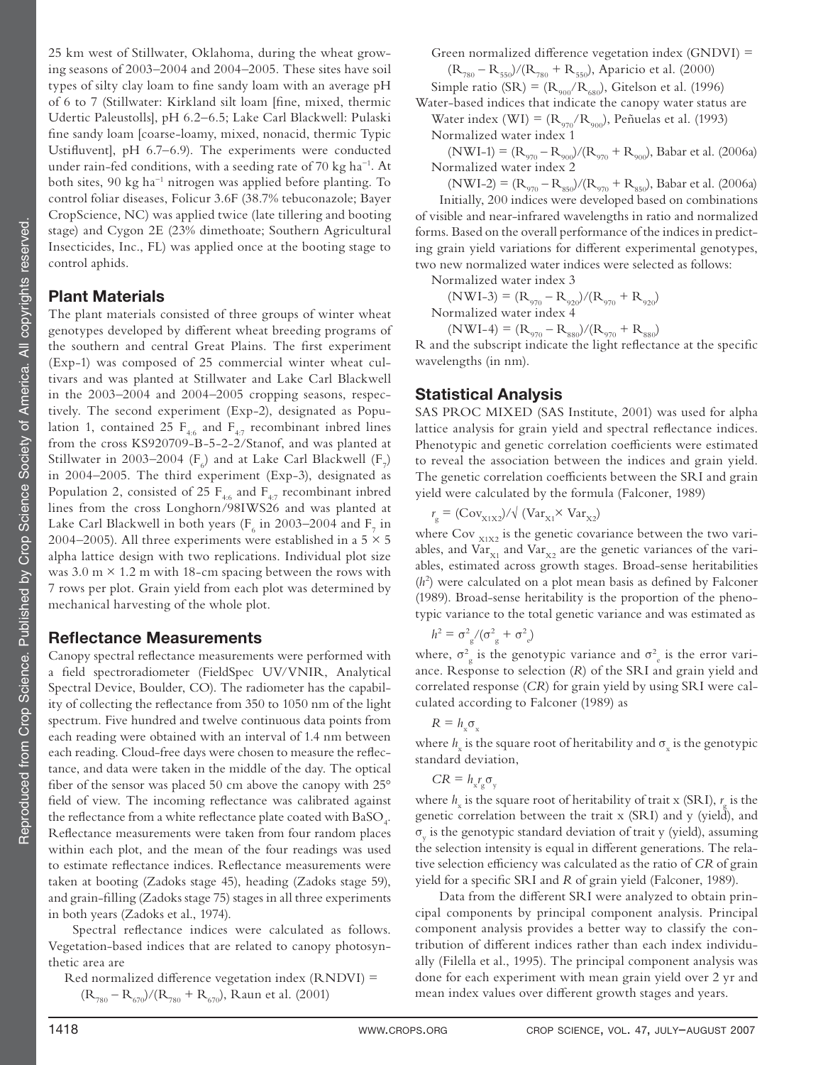25 km west of Stillwater, Oklahoma, during the wheat growing seasons of 2003–2004 and 2004–2005. These sites have soil types of silty clay loam to fine sandy loam with an average pH of 6 to 7 (Stillwater: Kirkland silt loam [fine, mixed, thermic Udertic Paleustolls], pH 6.2–6.5; Lake Carl Blackwell: Pulaski fine sandy loam [coarse-loamy, mixed, nonacid, thermic Typic Ustifluvent], pH 6.7–6.9). The experiments were conducted under rain-fed conditions, with a seeding rate of 70 kg ha$^{-1}$. At both sites, 90 kg ha$^{-1}$ nitrogen was applied before planting. To control foliar diseases, Folicur 3.6F (38.7% tebuconazole; Bayer CropScience, NC) was applied twice (late tillering and booting stage) and Cygon 2E (23% dimethoate; Southern Agricultural Insecticides, Inc., FL) was applied once at the booting stage to control aphids.

## Plant Materials

The plant materials consisted of three groups of winter wheat genotypes developed by different wheat breeding programs of the southern and central Great Plains. The first experiment (Exp-1) was composed of 25 commercial winter wheat cultivars and was planted at Stillwater and Lake Carl Blackwell in the 2003–2004 and 2004–2005 cropping seasons, respectively. The second experiment (Exp-2), designated as Population 1, contained 25 $F_{4:6}$ and $F_{4:7}$ recombinant inbred lines from the cross KS920709-B-5-2-2/Stanof, and was planted at Stillwater in 2003–2004 ($F_6$) and at Lake Carl Blackwell ($F_7$) in 2004–2005. The third experiment (Exp-3), designated as Population 2, consisted of 25 $F_{4:6}$ and $F_{4:7}$ recombinant inbred lines from the cross Longhorn/98IWS26 and was planted at Lake Carl Blackwell in both years ($F_6$ in 2003–2004 and $F_7$ in 2004–2005). All three experiments were established in a 5 × 5 alpha lattice design with two replications. Individual plot size was 3.0 m × 1.2 m with 18-cm spacing between the rows with 7 rows per plot. Grain yield from each plot was determined by mechanical harvesting of the whole plot.

## Reflectance Measurements

Canopy spectral reflectance measurements were performed with a field spectroradiometer (FieldSpec UV/VNIR, Analytical Spectral Device, Boulder, CO). The radiometer has the capability of collecting the reflectance from 350 to 1050 nm of the light spectrum. Five hundred and twelve continuous data points from each reading were obtained with an interval of 1.4 nm between each reading. Cloud-free days were chosen to measure the reflectance, and data were taken in the middle of the day. The optical fiber of the sensor was placed 50 cm above the canopy with 25° field of view. The incoming reflectance was calibrated against the reflectance from a white reflectance plate coated with $BaSO_4$. Reflectance measurements were taken from four random places within each plot, and the mean of the four readings was used to estimate reflectance indices. Reflectance measurements were taken at booting (Zadoks stage 45), heading (Zadoks stage 59), and grain-filling (Zadoks stage 75) stages in all three experiments in both years (Zadoks et al., 1974).

Spectral reflectance indices were calculated as follows. Vegetation-based indices that are related to canopy photosynthetic area are

Red normalized difference vegetation index (RNDVI) = $(R_{780} - R_{670})/(R_{780} + R_{670})$, Raun et al. (2001)

Green normalized difference vegetation index (GNDVI) = $(R_{780} - R_{550})/(R_{780} + R_{550})$, Aparicio et al. (2000)

Simple ratio (SR) = $(R_{900}/R_{680})$, Gitelson et al. (1996)

Water-based indices that indicate the canopy water status are

Water index (WI) = $(R_{970}/R_{900})$, Peñuelas et al. (1993)

Normalized water index 1

(NWI-1) = $(R_{970} - R_{900})/(R_{970} + R_{900})$, Babar et al. (2006a)

Normalized water index 2

(NWI-2) = $(R_{970} - R_{850})/(R_{970} + R_{850})$, Babar et al. (2006a)

Initially, 200 indices were developed based on combinations of visible and near-infrared wavelengths in ratio and normalized forms. Based on the overall performance of the indices in predicting grain yield variations for different experimental genotypes, two new normalized water indices were selected as follows:

Normalized water index 3

(NWI-3) = $(R_{970} - R_{920})/(R_{970} + R_{920})$

Normalized water index 4

(NWI-4) = $(R_{970} - R_{880})/(R_{970} + R_{880})$

R and the subscript indicate the light reflectance at the specific wavelengths (in nm).

## Statistical Analysis

SAS PROC MIXED (SAS Institute, 2001) was used for alpha lattice analysis for grain yield and spectral reflectance indices. Phenotypic and genetic correlation coefficients were estimated to reveal the association between the indices and grain yield. The genetic correlation coefficients between the SRI and grain yield were calculated by the formula (Falconer, 1989)

$$r_g = (Cov_{X1X2})/\sqrt{(Var_{X1} \times Var_{X2})}$$

where $Cov_{X1X2}$ is the genetic covariance between the two variables, and $Var_{X1}$ and $Var_{X2}$ are the genetic variances of the variables, estimated across growth stages. Broad-sense heritabilities ($h^2$) were calculated on a plot mean basis as defined by Falconer (1989). Broad-sense heritability is the proportion of the phenotypic variance to the total genetic variance and was estimated as

$$h^2 = \sigma^2_g/(\sigma^2_g + \sigma^2_e)$$

where, $\sigma^2_g$ is the genotypic variance and $\sigma^2_e$ is the error variance. Response to selection ($R$) of the SRI and grain yield and correlated response ($CR$) for grain yield by using SRI were calculated according to Falconer (1989) as

$$R = h_x\sigma_x$$

where $h_x$ is the square root of heritability and $\sigma_x$ is the genotypic standard deviation,

$$CR = h_x r_g \sigma_y$$

where $h_x$ is the square root of heritability of trait x (SRI), $r_g$ is the genetic correlation between the trait x (SRI) and y (yield), and $\sigma_y$ is the genotypic standard deviation of trait y (yield), assuming the selection intensity is equal in different generations. The relative selection efficiency was calculated as the ratio of $CR$ of grain yield for a specific SRI and $R$ of grain yield (Falconer, 1989).

Data from the different SRI were analyzed to obtain principal components by principal component analysis. Principal component analysis provides a better way to classify the contribution of different indices rather than each index individually (Filella et al., 1995). The principal component analysis was done for each experiment with mean grain yield over 2 yr and mean index values over different growth stages and years.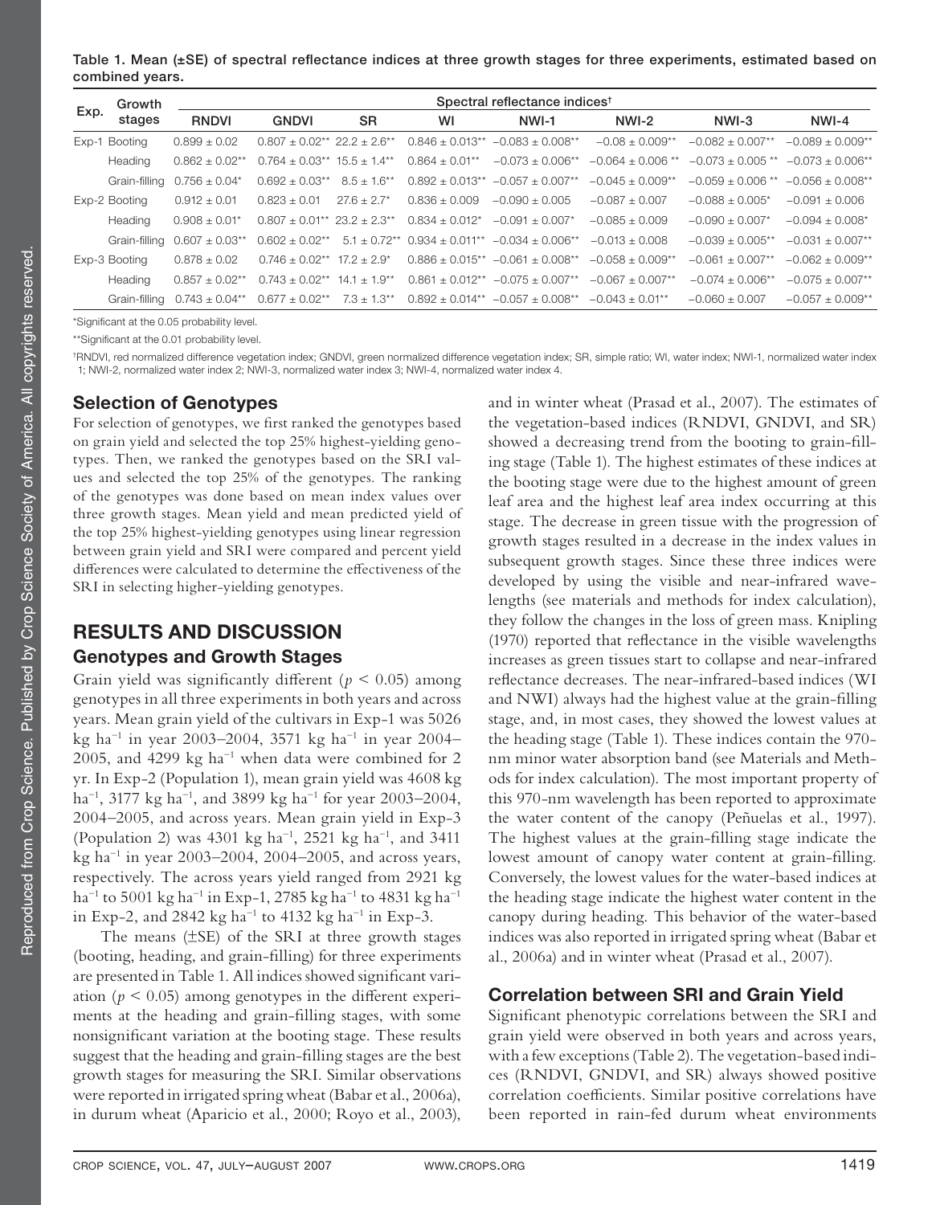Table 1. Mean (±SE) of spectral reflectance indices at three growth stages for three experiments, estimated based on combined years.

| Exp. | Growth stages | Spectral reflectance indices† | | | | | | | |
|---|---|---|---|---|---|---|---|---|---|
| | | RNDVI | GNDVI | SR | WI | NWI-1 | NWI-2 | NWI-3 | NWI-4 |
| Exp-1 | Booting | 0.899 ± 0.02 | 0.807 ± 0.02** | 22.2 ± 2.6** | 0.846 ± 0.013** | −0.083 ± 0.008** | −0.08 ± 0.009** | −0.082 ± 0.007** | −0.089 ± 0.009** |
| | Heading | 0.862 ± 0.02** | 0.764 ± 0.03** | 15.5 ± 1.4** | 0.864 ± 0.01** | −0.073 ± 0.006** | −0.064 ± 0.006 ** | −0.073 ± 0.005 ** | −0.073 ± 0.006** |
| | Grain-filling | 0.756 ± 0.04* | 0.692 ± 0.03** | 8.5 ± 1.6** | 0.892 ± 0.013** | −0.057 ± 0.007** | −0.045 ± 0.009** | −0.059 ± 0.006 ** | −0.056 ± 0.008** |
| Exp-2 | Booting | 0.912 ± 0.01 | 0.823 ± 0.01 | 27.6 ± 2.7* | 0.836 ± 0.009 | −0.090 ± 0.005 | −0.087 ± 0.007 | −0.088 ± 0.005* | −0.091 ± 0.006 |
| | Heading | 0.908 ± 0.01* | 0.807 ± 0.01** | 23.2 ± 2.3** | 0.834 ± 0.012* | −0.091 ± 0.007* | −0.085 ± 0.009 | −0.090 ± 0.007* | −0.094 ± 0.008* |
| | Grain-filling | 0.607 ± 0.03** | 0.602 ± 0.02** | 5.1 ± 0.72** | 0.934 ± 0.011** | −0.034 ± 0.006** | −0.013 ± 0.008 | −0.039 ± 0.005** | −0.031 ± 0.007** |
| Exp-3 | Booting | 0.878 ± 0.02 | 0.746 ± 0.02** | 17.2 ± 2.9* | 0.886 ± 0.015** | −0.061 ± 0.008** | −0.058 ± 0.009** | −0.061 ± 0.007** | −0.062 ± 0.009** |
| | Heading | 0.857 ± 0.02** | 0.743 ± 0.02** | 14.1 ± 1.9** | 0.861 ± 0.012** | −0.075 ± 0.007** | −0.067 ± 0.007** | −0.074 ± 0.006** | −0.075 ± 0.007** |
| | Grain-filling | 0.743 ± 0.04** | 0.677 ± 0.02** | 7.3 ± 1.3** | 0.892 ± 0.014** | −0.057 ± 0.008** | −0.043 ± 0.01** | −0.060 ± 0.007 | −0.057 ± 0.009** |

*Significant at the 0.05 probability level.

**Significant at the 0.01 probability level.

†RNDVI, red normalized difference vegetation index; GNDVI, green normalized difference vegetation index; SR, simple ratio; WI, water index; NWI-1, normalized water index 1; NWI-2, normalized water index 2; NWI-3, normalized water index 3; NWI-4, normalized water index 4.

## Selection of Genotypes

For selection of genotypes, we first ranked the genotypes based on grain yield and selected the top 25% highest-yielding genotypes. Then, we ranked the genotypes based on the SRI values and selected the top 25% of the genotypes. The ranking of the genotypes was done based on mean index values over three growth stages. Mean yield and mean predicted yield of the top 25% highest-yielding genotypes using linear regression between grain yield and SRI were compared and percent yield differences were calculated to determine the effectiveness of the SRI in selecting higher-yielding genotypes.

# RESULTS AND DISCUSSION

## Genotypes and Growth Stages

Grain yield was significantly different ($p < 0.05$) among genotypes in all three experiments in both years and across years. Mean grain yield of the cultivars in Exp-1 was 5026 kg ha$^{-1}$ in year 2003–2004, 3571 kg ha$^{-1}$ in year 2004–2005, and 4299 kg ha$^{-1}$ when data were combined for 2 yr. In Exp-2 (Population 1), mean grain yield was 4608 kg ha$^{-1}$, 3177 kg ha$^{-1}$, and 3899 kg ha$^{-1}$ for year 2003–2004, 2004–2005, and across years. Mean grain yield in Exp-3 (Population 2) was 4301 kg ha$^{-1}$, 2521 kg ha$^{-1}$, and 3411 kg ha$^{-1}$ in year 2003–2004, 2004–2005, and across years, respectively. The across years yield ranged from 2921 kg ha$^{-1}$ to 5001 kg ha$^{-1}$ in Exp-1, 2785 kg ha$^{-1}$ to 4831 kg ha$^{-1}$ in Exp-2, and 2842 kg ha$^{-1}$ to 4132 kg ha$^{-1}$ in Exp-3.

The means (±SE) of the SRI at three growth stages (booting, heading, and grain-filling) for three experiments are presented in Table 1. All indices showed significant variation ($p < 0.05$) among genotypes in the different experiments at the heading and grain-filling stages, with some nonsignificant variation at the booting stage. These results suggest that the heading and grain-filling stages are the best growth stages for measuring the SRI. Similar observations were reported in irrigated spring wheat (Babar et al., 2006a), in durum wheat (Aparicio et al., 2000; Royo et al., 2003), and in winter wheat (Prasad et al., 2007). The estimates of the vegetation-based indices (RNDVI, GNDVI, and SR) showed a decreasing trend from the booting to grain-filling stage (Table 1). The highest estimates of these indices at the booting stage were due to the highest amount of green leaf area and the highest leaf area index occurring at this stage. The decrease in green tissue with the progression of growth stages resulted in a decrease in the index values in subsequent growth stages. Since these three indices were developed by using the visible and near-infrared wavelengths (see materials and methods for index calculation), they follow the changes in the loss of green mass. Knipling (1970) reported that reflectance in the visible wavelengths increases as green tissues start to collapse and near-infrared reflectance decreases. The near-infrared-based indices (WI and NWI) always had the highest value at the grain-filling stage, and, in most cases, they showed the lowest values at the heading stage (Table 1). These indices contain the 970-nm minor water absorption band (see Materials and Methods for index calculation). The most important property of this 970-nm wavelength has been reported to approximate the water content of the canopy (Peñuelas et al., 1997). The highest values at the grain-filling stage indicate the lowest amount of canopy water content at grain-filling. Conversely, the lowest values for the water-based indices at the heading stage indicate the highest water content in the canopy during heading. This behavior of the water-based indices was also reported in irrigated spring wheat (Babar et al., 2006a) and in winter wheat (Prasad et al., 2007).

## Correlation between SRI and Grain Yield

Significant phenotypic correlations between the SRI and grain yield were observed in both years and across years, with a few exceptions (Table 2). The vegetation-based indices (RNDVI, GNDVI, and SR) always showed positive correlation coefficients. Similar positive correlations have been reported in rain-fed durum wheat environments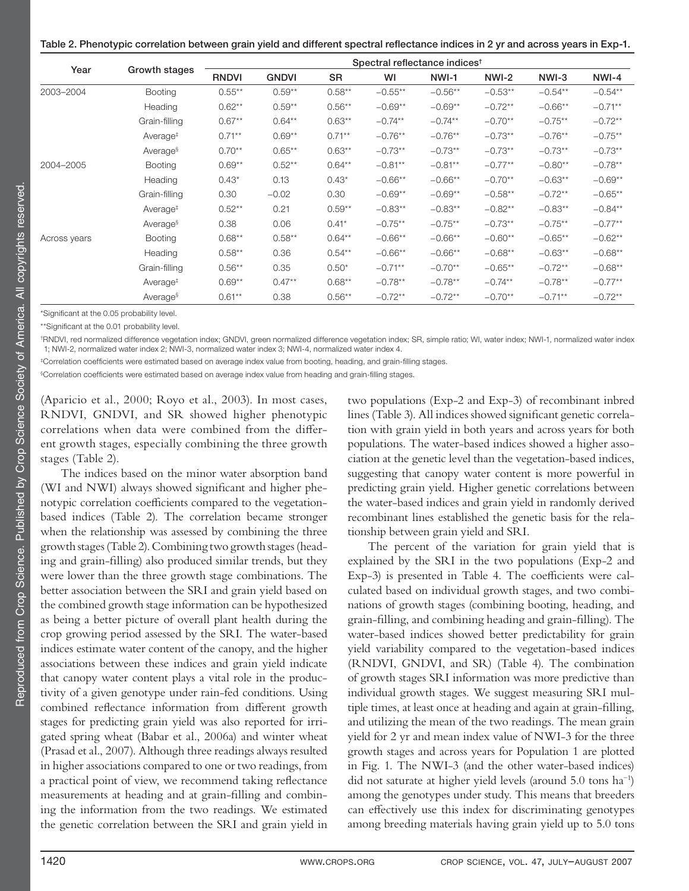Table 2. Phenotypic correlation between grain yield and different spectral reflectance indices in 2 yr and across years in Exp-1.

| Year | Growth stages | Spectral reflectance indices† | | | | | | | |
|---|---|---|---|---|---|---|---|---|---|
| | | RNDVI | GNDVI | SR | WI | NWI-1 | NWI-2 | NWI-3 | NWI-4 |
| 2003–2004 | Booting | 0.55** | 0.59** | 0.58** | −0.55** | −0.56** | −0.53** | −0.54** | −0.54** |
| | Heading | 0.62** | 0.59** | 0.56** | −0.69** | −0.69** | −0.72** | −0.66** | −0.71** |
| | Grain-filling | 0.67** | 0.64** | 0.63** | −0.74** | −0.74** | −0.70** | −0.75** | −0.72** |
| | Average‡ | 0.71** | 0.69** | 0.71** | −0.76** | −0.76** | −0.73** | −0.76** | −0.75** |
| | Average§ | 0.70** | 0.65** | 0.63** | −0.73** | −0.73** | −0.73** | −0.73** | −0.73** |
| 2004–2005 | Booting | 0.69** | 0.52** | 0.64** | −0.81** | −0.81** | −0.77** | −0.80** | −0.78** |
| | Heading | 0.43* | 0.13 | 0.43* | −0.66** | −0.66** | −0.70** | −0.63** | −0.69** |
| | Grain-filling | 0.30 | −0.02 | 0.30 | −0.69** | −0.69** | −0.58** | −0.72** | −0.65** |
| | Average‡ | 0.52** | 0.21 | 0.59** | −0.83** | −0.83** | −0.82** | −0.83** | −0.84** |
| | Average§ | 0.38 | 0.06 | 0.41* | −0.75** | −0.75** | −0.73** | −0.75** | −0.77** |
| Across years | Booting | 0.68** | 0.58** | 0.64** | −0.66** | −0.66** | −0.60** | −0.65** | −0.62** |
| | Heading | 0.58** | 0.36 | 0.54** | −0.66** | −0.66** | −0.68** | −0.63** | −0.68** |
| | Grain-filling | 0.56** | 0.35 | 0.50* | −0.71** | −0.70** | −0.65** | −0.72** | −0.68** |
| | Average‡ | 0.69** | 0.47** | 0.68** | −0.78** | −0.78** | −0.74** | −0.78** | −0.77** |
| | Average§ | 0.61** | 0.38 | 0.56** | −0.72** | −0.72** | −0.70** | −0.71** | −0.72** |

*Significant at the 0.05 probability level.

**Significant at the 0.01 probability level.

†RNDVI, red normalized difference vegetation index; GNDVI, green normalized difference vegetation index; SR, simple ratio; WI, water index; NWI-1, normalized water index 1; NWI-2, normalized water index 2; NWI-3, normalized water index 3; NWI-4, normalized water index 4.

‡Correlation coefficients were estimated based on average index value from booting, heading, and grain-filling stages.

§Correlation coefficients were estimated based on average index value from heading and grain-filling stages.

(Aparicio et al., 2000; Royo et al., 2003). In most cases, RNDVI, GNDVI, and SR showed higher phenotypic correlations when data were combined from the different growth stages, especially combining the three growth stages (Table 2).

The indices based on the minor water absorption band (WI and NWI) always showed significant and higher phenotypic correlation coefficients compared to the vegetation-based indices (Table 2). The correlation became stronger when the relationship was assessed by combining the three growth stages (Table 2). Combining two growth stages (heading and grain-filling) also produced similar trends, but they were lower than the three growth stage combinations. The better association between the SRI and grain yield based on the combined growth stage information can be hypothesized as being a better picture of overall plant health during the crop growing period assessed by the SRI. The water-based indices estimate water content of the canopy, and the higher associations between these indices and grain yield indicate that canopy water content plays a vital role in the productivity of a given genotype under rain-fed conditions. Using combined reflectance information from different growth stages for predicting grain yield was also reported for irrigated spring wheat (Babar et al., 2006a) and winter wheat (Prasad et al., 2007). Although three readings always resulted in higher associations compared to one or two readings, from a practical point of view, we recommend taking reflectance measurements at heading and at grain-filling and combining the information from the two readings. We estimated the genetic correlation between the SRI and grain yield in two populations (Exp-2 and Exp-3) of recombinant inbred lines (Table 3). All indices showed significant genetic correlation with grain yield in both years and across years for both populations. The water-based indices showed a higher association at the genetic level than the vegetation-based indices, suggesting that canopy water content is more powerful in predicting grain yield. Higher genetic correlations between the water-based indices and grain yield in randomly derived recombinant lines established the genetic basis for the relationship between grain yield and SRI.

The percent of the variation for grain yield that is explained by the SRI in the two populations (Exp-2 and Exp-3) is presented in Table 4. The coefficients were calculated based on individual growth stages, and two combinations of growth stages (combining booting, heading, and grain-filling, and combining heading and grain-filling). The water-based indices showed better predictability for grain yield variability compared to the vegetation-based indices (RNDVI, GNDVI, and SR) (Table 4). The combination of growth stages SRI information was more predictive than individual growth stages. We suggest measuring SRI multiple times, at least once at heading and again at grain-filling, and utilizing the mean of the two readings. The mean grain yield for 2 yr and mean index value of NWI-3 for the three growth stages and across years for Population 1 are plotted in Fig. 1. The NWI-3 (and the other water-based indices) did not saturate at higher yield levels (around 5.0 tons $ha^{-1}$) among the genotypes under study. This means that breeders can effectively use this index for discriminating genotypes among breeding materials having grain yield up to 5.0 tons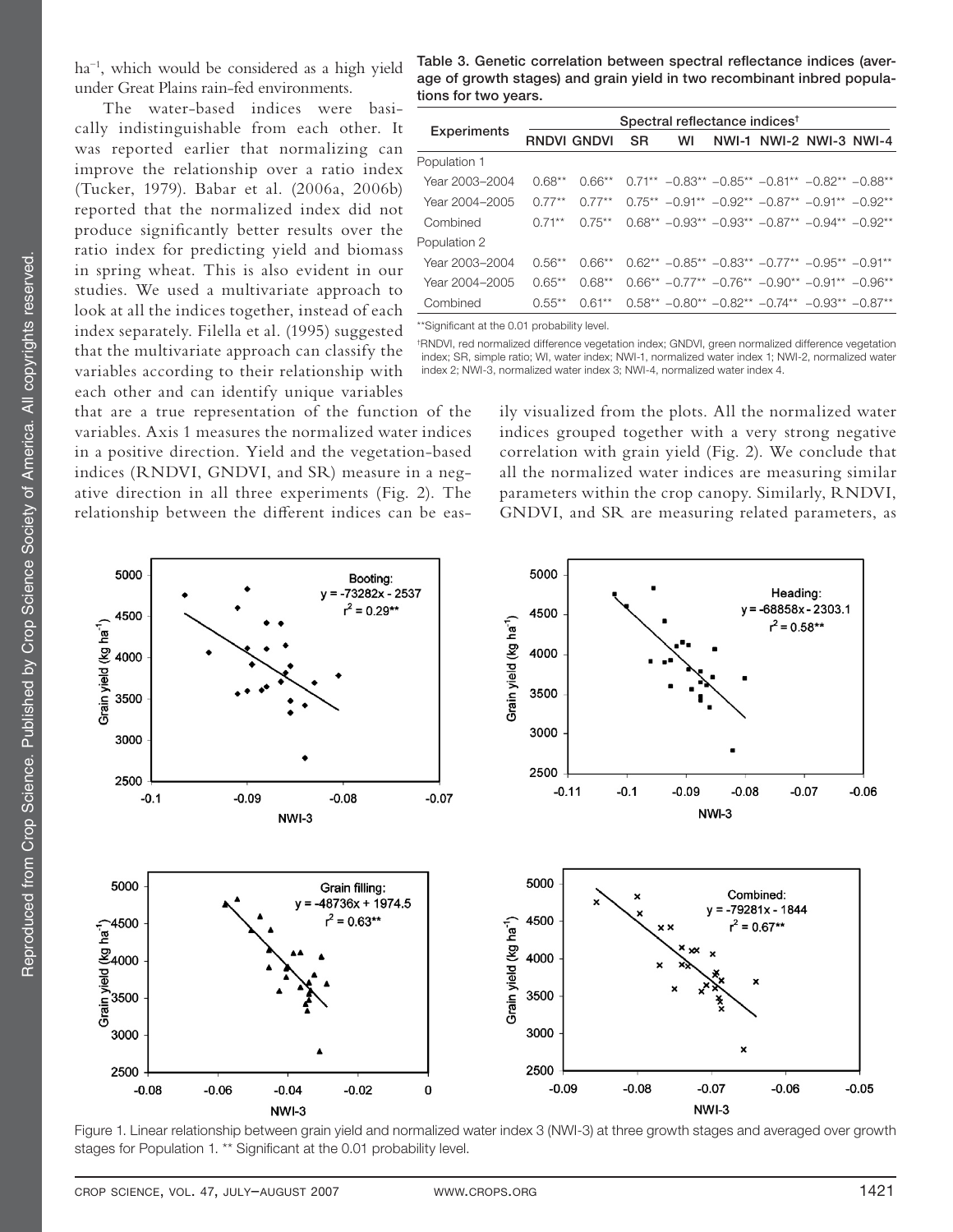ha$^{-1}$, which would be considered as a high yield under Great Plains rain-fed environments.

The water-based indices were basically indistinguishable from each other. It was reported earlier that normalizing can improve the relationship over a ratio index (Tucker, 1979). Babar et al. (2006a, 2006b) reported that the normalized index did not produce significantly better results over the ratio index for predicting yield and biomass in spring wheat. This is also evident in our studies. We used a multivariate approach to look at all the indices together, instead of each index separately. Filella et al. (1995) suggested that the multivariate approach can classify the variables according to their relationship with each other and can identify unique variables that are a true representation of the function of the variables. Axis 1 measures the normalized water indices in a positive direction. Yield and the vegetation-based indices (RNDVI, GNDVI, and SR) measure in a negative direction in all three experiments (Fig. 2). The relationship between the different indices can be easily visualized from the plots. All the normalized water indices grouped together with a very strong negative correlation with grain yield (Fig. 2). We conclude that all the normalized water indices are measuring similar parameters within the crop canopy. Similarly, RNDVI, GNDVI, and SR are measuring related parameters, as

**Table 3. Genetic correlation between spectral reflectance indices (average of growth stages) and grain yield in two recombinant inbred populations for two years.**

| Experiments | Spectral reflectance indices† | | | | | | | |
|---|---|---|---|---|---|---|---|---|
| | RNDVI | GNDVI | SR | WI | NWI-1 | NWI-2 | NWI-3 | NWI-4 |
| Population 1 | | | | | | | | |
| Year 2003–2004 | 0.68** | 0.66** | 0.71** | −0.83** | −0.85** | −0.81** | −0.82** | −0.88** |
| Year 2004–2005 | 0.77** | 0.77** | 0.75** | −0.91** | −0.92** | −0.87** | −0.91** | −0.92** |
| Combined | 0.71** | 0.75** | 0.68** | −0.93** | −0.93** | −0.87** | −0.94** | −0.92** |
| Population 2 | | | | | | | | |
| Year 2003–2004 | 0.56** | 0.66** | 0.62** | −0.85** | −0.83** | −0.77** | −0.95** | −0.91** |
| Year 2004–2005 | 0.65** | 0.68** | 0.66** | −0.77** | −0.76** | −0.90** | −0.91** | −0.96** |
| Combined | 0.55** | 0.61** | 0.58** | −0.80** | −0.82** | −0.74** | −0.93** | −0.87** |

**Significant at the 0.01 probability level.

†RNDVI, red normalized difference vegetation index; GNDVI, green normalized difference vegetation index; SR, simple ratio; WI, water index; NWI-1, normalized water index 1; NWI-2, normalized water index 2; NWI-3, normalized water index 3; NWI-4, normalized water index 4.

Figure 1. Linear relationship between grain yield and normalized water index 3 (NWI-3) at three growth stages and averaged over growth stages for Population 1. ** Significant at the 0.01 probability level.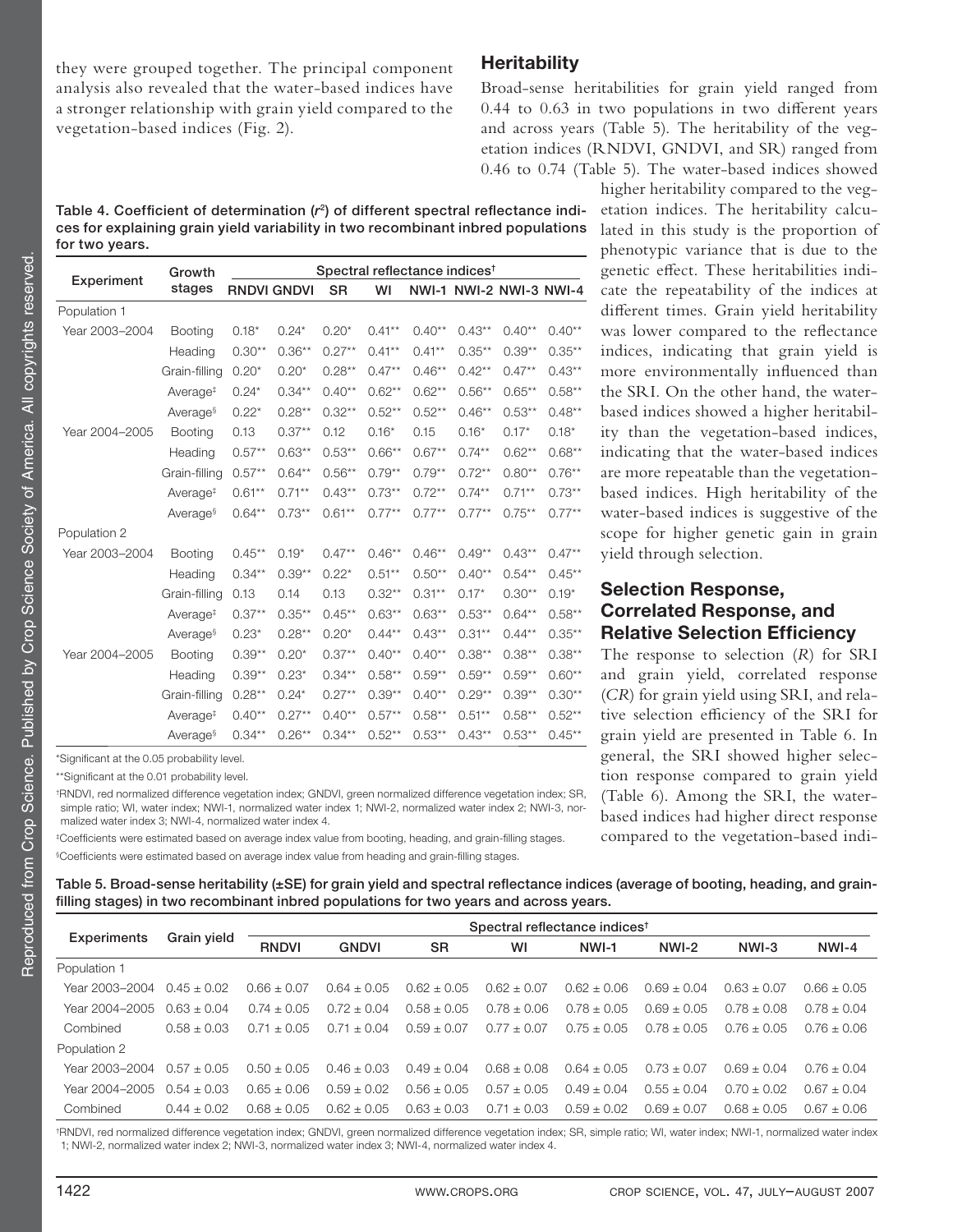they were grouped together. The principal component analysis also revealed that the water-based indices have a stronger relationship with grain yield compared to the vegetation-based indices (Fig. 2).

Table 4. Coefficient of determination ($r^2$) of different spectral reflectance indices for explaining grain yield variability in two recombinant inbred populations for two years.

| Experiment | Growth stages | Spectral reflectance indices† | | | | | | | |
|---|---|---|---|---|---|---|---|---|---|
| | | RNDVI | GNDVI | SR | WI | NWI-1 | NWI-2 | NWI-3 | NWI-4 |
| Population 1 | | | | | | | | | |
| Year 2003–2004 | Booting | 0.18* | 0.24* | 0.20* | 0.41** | 0.40** | 0.43** | 0.40** | 0.40** |
| | Heading | 0.30** | 0.36** | 0.27** | 0.41** | 0.41** | 0.35** | 0.39** | 0.35** |
| | Grain-filling | 0.20* | 0.20* | 0.28** | 0.47** | 0.46** | 0.42** | 0.47** | 0.43** |
| | Average‡ | 0.24* | 0.34** | 0.40** | 0.62** | 0.62** | 0.56** | 0.65** | 0.58** |
| | Average§ | 0.22* | 0.28** | 0.32** | 0.52** | 0.52** | 0.46** | 0.53** | 0.48** |
| Year 2004–2005 | Booting | 0.13 | 0.37** | 0.12 | 0.16* | 0.15 | 0.16* | 0.17* | 0.18* |
| | Heading | 0.57** | 0.63** | 0.53** | 0.66** | 0.67** | 0.74** | 0.62** | 0.68** |
| | Grain-filling | 0.57** | 0.64** | 0.56** | 0.79** | 0.79** | 0.72** | 0.80** | 0.76** |
| | Average‡ | 0.61** | 0.71** | 0.43** | 0.73** | 0.72** | 0.74** | 0.71** | 0.73** |
| | Average§ | 0.64** | 0.73** | 0.61** | 0.77** | 0.77** | 0.77** | 0.75** | 0.77** |
| Population 2 | | | | | | | | | |
| Year 2003–2004 | Booting | 0.45** | 0.19* | 0.47** | 0.46** | 0.46** | 0.49** | 0.43** | 0.47** |
| | Heading | 0.34** | 0.39** | 0.22* | 0.51** | 0.50** | 0.40** | 0.54** | 0.45** |
| | Grain-filling | 0.13 | 0.14 | 0.13 | 0.32** | 0.31** | 0.17* | 0.30** | 0.19* |
| | Average‡ | 0.37** | 0.35** | 0.45** | 0.63** | 0.63** | 0.53** | 0.64** | 0.58** |
| | Average§ | 0.23* | 0.28** | 0.20* | 0.44** | 0.43** | 0.31** | 0.44** | 0.35** |
| Year 2004–2005 | Booting | 0.39** | 0.20* | 0.37** | 0.40** | 0.40** | 0.38** | 0.38** | 0.38** |
| | Heading | 0.39** | 0.23* | 0.34** | 0.58** | 0.59** | 0.59** | 0.59** | 0.60** |
| | Grain-filling | 0.28** | 0.24* | 0.27** | 0.39** | 0.40** | 0.29** | 0.39** | 0.30** |
| | Average‡ | 0.40** | 0.27** | 0.40** | 0.57** | 0.58** | 0.51** | 0.58** | 0.52** |
| | Average§ | 0.34** | 0.26** | 0.34** | 0.52** | 0.53** | 0.43** | 0.53** | 0.45** |

*Significant at the 0.05 probability level.

**Significant at the 0.01 probability level.

†RNDVI, red normalized difference vegetation index; GNDVI, green normalized difference vegetation index; SR, simple ratio; WI, water index; NWI-1, normalized water index 1; NWI-2, normalized water index 2; NWI-3, normalized water index 3; NWI-4, normalized water index 4.

‡Coefficients were estimated based on average index value from booting, heading, and grain-filling stages.

§Coefficients were estimated based on average index value from heading and grain-filling stages.

## Heritability

Broad-sense heritabilities for grain yield ranged from 0.44 to 0.63 in two populations in two different years and across years (Table 5). The heritability of the vegetation indices (RNDVI, GNDVI, and SR) ranged from 0.46 to 0.74 (Table 5). The water-based indices showed higher heritability compared to the vegetation indices. The heritability calculated in this study is the proportion of phenotypic variance that is due to the genetic effect. These heritabilities indicate the repeatability of the indices at different times. Grain yield heritability was lower compared to the reflectance indices, indicating that grain yield is more environmentally influenced than the SRI. On the other hand, the water-based indices showed a higher heritability than the vegetation-based indices, indicating that the water-based indices are more repeatable than the vegetation-based indices. High heritability of the water-based indices is suggestive of the scope for higher genetic gain in grain yield through selection.

## Selection Response, Correlated Response, and Relative Selection Efficiency

The response to selection ($R$) for SRI and grain yield, correlated response ($CR$) for grain yield using SRI, and relative selection efficiency of the SRI for grain yield are presented in Table 6. In general, the SRI showed higher selection response compared to grain yield (Table 6). Among the SRI, the water-based indices had higher direct response compared to the vegetation-based indi-

Table 5. Broad-sense heritability (±SE) for grain yield and spectral reflectance indices (average of booting, heading, and grain-filling stages) in two recombinant inbred populations for two years and across years.

| Experiments | Grain yield | Spectral reflectance indices† | | | | | | | |
|---|---|---|---|---|---|---|---|---|---|
| | | RNDVI | GNDVI | SR | WI | NWI-1 | NWI-2 | NWI-3 | NWI-4 |
| Population 1 | | | | | | | | | |
| Year 2003–2004 | 0.45 ± 0.02 | 0.66 ± 0.07 | 0.64 ± 0.05 | 0.62 ± 0.05 | 0.62 ± 0.07 | 0.62 ± 0.06 | 0.69 ± 0.04 | 0.63 ± 0.07 | 0.66 ± 0.05 |
| Year 2004–2005 | 0.63 ± 0.04 | 0.74 ± 0.05 | 0.72 ± 0.04 | 0.58 ± 0.05 | 0.78 ± 0.06 | 0.78 ± 0.05 | 0.69 ± 0.05 | 0.78 ± 0.08 | 0.78 ± 0.04 |
| Combined | 0.58 ± 0.03 | 0.71 ± 0.05 | 0.71 ± 0.04 | 0.59 ± 0.07 | 0.77 ± 0.07 | 0.75 ± 0.05 | 0.78 ± 0.05 | 0.76 ± 0.05 | 0.76 ± 0.06 |
| Population 2 | | | | | | | | | |
| Year 2003–2004 | 0.57 ± 0.05 | 0.50 ± 0.05 | 0.46 ± 0.03 | 0.49 ± 0.04 | 0.68 ± 0.08 | 0.64 ± 0.05 | 0.73 ± 0.07 | 0.69 ± 0.04 | 0.76 ± 0.04 |
| Year 2004–2005 | 0.54 ± 0.03 | 0.65 ± 0.06 | 0.59 ± 0.02 | 0.56 ± 0.05 | 0.57 ± 0.05 | 0.49 ± 0.04 | 0.55 ± 0.04 | 0.70 ± 0.02 | 0.67 ± 0.04 |
| Combined | 0.44 ± 0.02 | 0.68 ± 0.05 | 0.62 ± 0.05 | 0.63 ± 0.03 | 0.71 ± 0.03 | 0.59 ± 0.02 | 0.69 ± 0.07 | 0.68 ± 0.05 | 0.67 ± 0.06 |

†RNDVI, red normalized difference vegetation index; GNDVI, green normalized difference vegetation index; SR, simple ratio; WI, water index; NWI-1, normalized water index 1; NWI-2, normalized water index 2; NWI-3, normalized water index 3; NWI-4, normalized water index 4.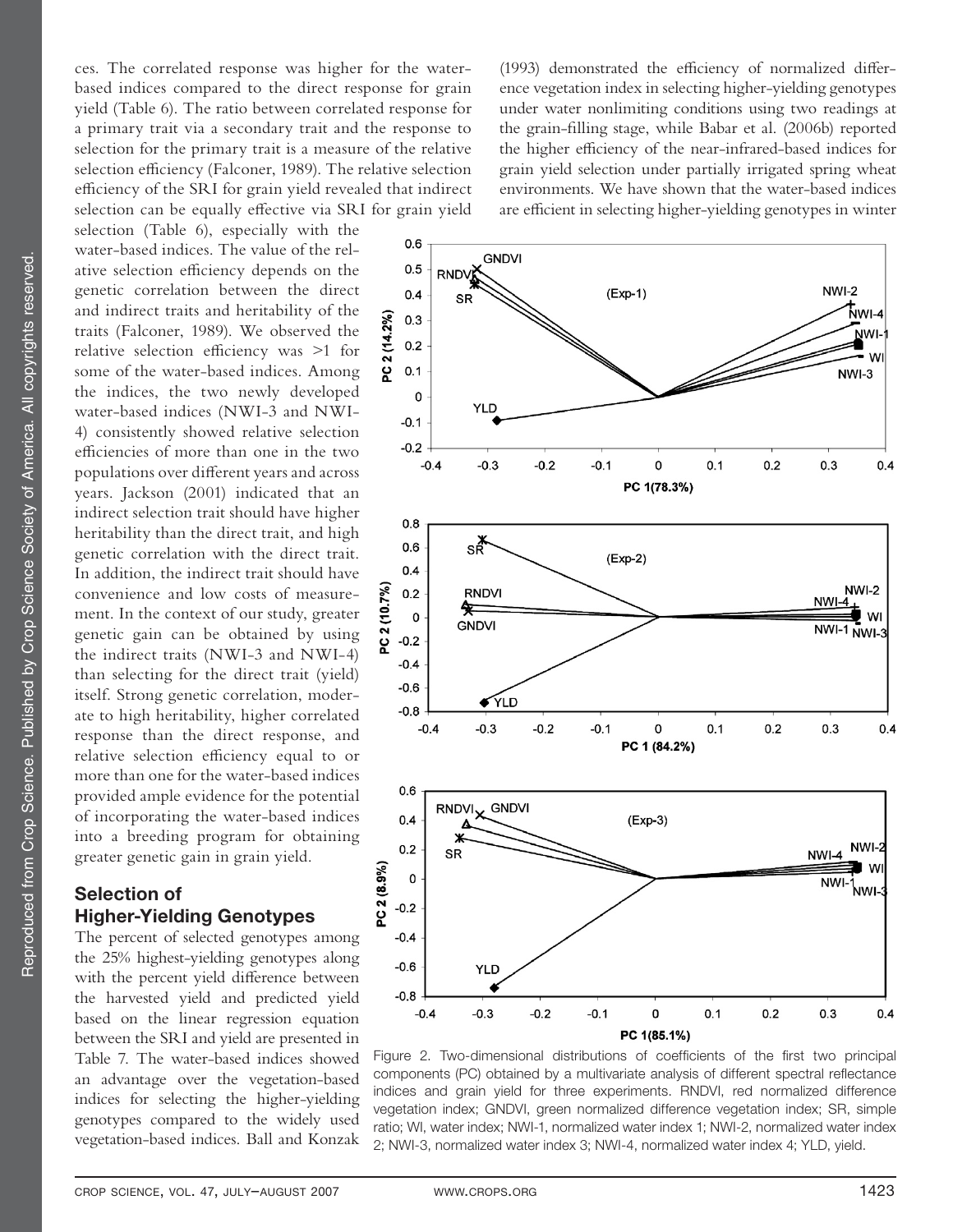ces. The correlated response was higher for the water-based indices compared to the direct response for grain yield (Table 6). The ratio between correlated response for a primary trait via a secondary trait and the response to selection for the primary trait is a measure of the relative selection efficiency (Falconer, 1989). The relative selection efficiency of the SRI for grain yield revealed that indirect selection can be equally effective via SRI for grain yield selection (Table 6), especially with the water-based indices. The value of the relative selection efficiency depends on the genetic correlation between the direct and indirect traits and heritability of the traits (Falconer, 1989). We observed the relative selection efficiency was >1 for some of the water-based indices. Among the indices, the two newly developed water-based indices (NWI-3 and NWI-4) consistently showed relative selection efficiencies of more than one in the two populations over different years and across years. Jackson (2001) indicated that an indirect selection trait should have higher heritability than the direct trait, and high genetic correlation with the direct trait. In addition, the indirect trait should have convenience and low costs of measurement. In the context of our study, greater genetic gain can be obtained by using the indirect traits (NWI-3 and NWI-4) than selecting for the direct trait (yield) itself. Strong genetic correlation, moderate to high heritability, higher correlated response than the direct response, and relative selection efficiency equal to or more than one for the water-based indices provided ample evidence for the potential of incorporating the water-based indices into a breeding program for obtaining greater genetic gain in grain yield.

## Selection of Higher-Yielding Genotypes

The percent of selected genotypes among the 25% highest-yielding genotypes along with the percent yield difference between the harvested yield and predicted yield based on the linear regression equation between the SRI and yield are presented in Table 7. The water-based indices showed an advantage over the vegetation-based indices for selecting the higher-yielding genotypes compared to the widely used vegetation-based indices. Ball and Konzak (1993) demonstrated the efficiency of normalized difference vegetation index in selecting higher-yielding genotypes under water nonlimiting conditions using two readings at the grain-filling stage, while Babar et al. (2006b) reported the higher efficiency of the near-infrared-based indices for grain yield selection under partially irrigated spring wheat environments. We have shown that the water-based indices are efficient in selecting higher-yielding genotypes in winter

Figure 2. Two-dimensional distributions of coefficients of the first two principal components (PC) obtained by a multivariate analysis of different spectral reflectance indices and grain yield for three experiments. RNDVI, red normalized difference vegetation index; GNDVI, green normalized difference vegetation index; SR, simple ratio; WI, water index; NWI-1, normalized water index 1; NWI-2, normalized water index 2; NWI-3, normalized water index 3; NWI-4, normalized water index 4; YLD, yield.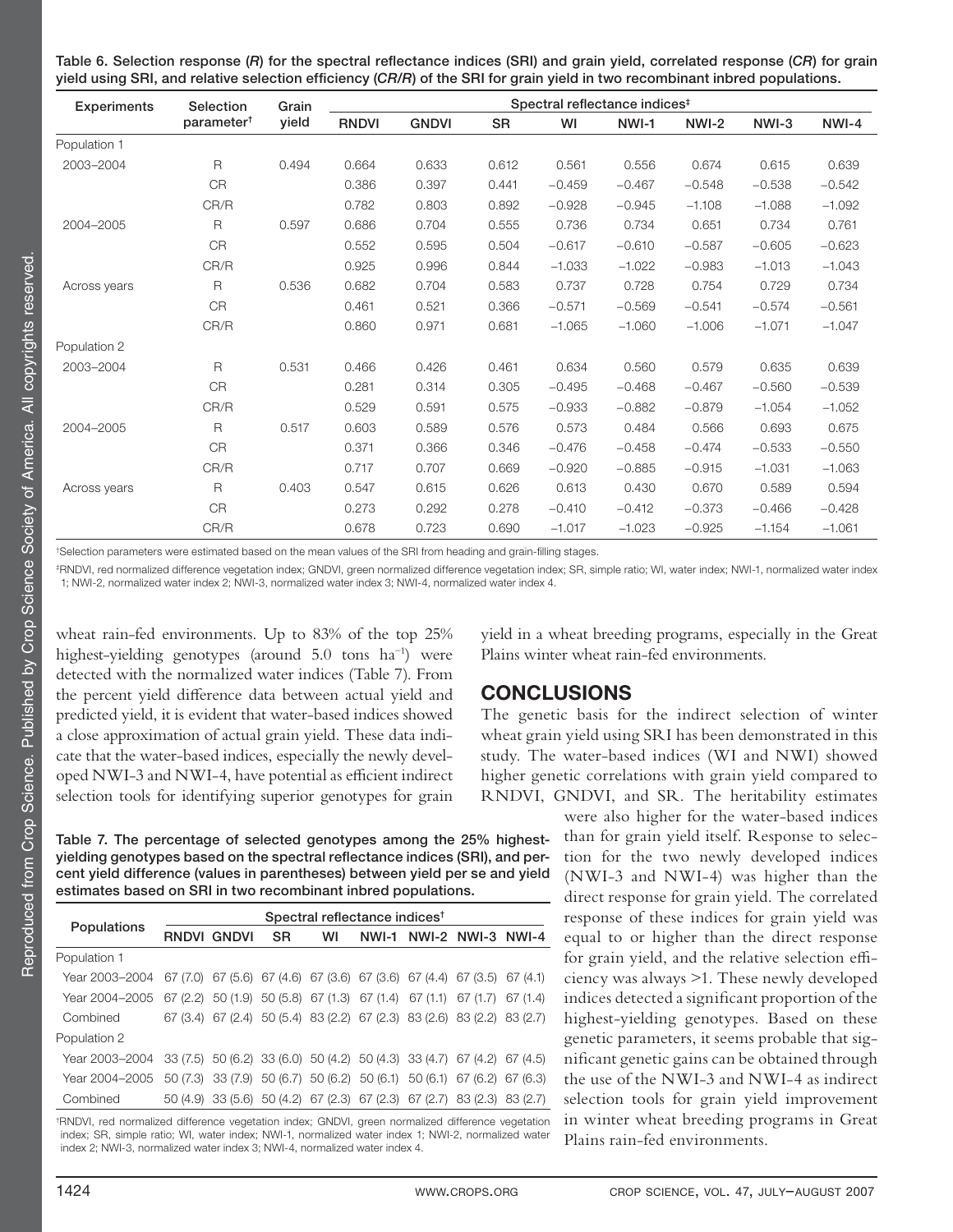Table 6. Selection response (*R*) for the spectral reflectance indices (SRI) and grain yield, correlated response (*CR*) for grain yield using SRI, and relative selection efficiency (*CR/R*) of the SRI for grain yield in two recombinant inbred populations.

| Experiments | Selection parameter[†] | Grain yield | Spectral reflectance indices[‡] | | | | | | | |
|---|---|---|---|---|---|---|---|---|---|---|
| | | | RNDVI | GNDVI | SR | WI | NWI-1 | NWI-2 | NWI-3 | NWI-4 |
| Population 1 | | | | | | | | | | |
| 2003–2004 | R | 0.494 | 0.664 | 0.633 | 0.612 | 0.561 | 0.556 | 0.674 | 0.615 | 0.639 |
| | CR | | 0.386 | 0.397 | 0.441 | −0.459 | −0.467 | −0.548 | −0.538 | −0.542 |
| | CR/R | | 0.782 | 0.803 | 0.892 | −0.928 | −0.945 | −1.108 | −1.088 | −1.092 |
| 2004–2005 | R | 0.597 | 0.686 | 0.704 | 0.555 | 0.736 | 0.734 | 0.651 | 0.734 | 0.761 |
| | CR | | 0.552 | 0.595 | 0.504 | −0.617 | −0.610 | −0.587 | −0.605 | −0.623 |
| | CR/R | | 0.925 | 0.996 | 0.844 | −1.033 | −1.022 | −0.983 | −1.013 | −1.043 |
| Across years | R | 0.536 | 0.682 | 0.704 | 0.583 | 0.737 | 0.728 | 0.754 | 0.729 | 0.734 |
| | CR | | 0.461 | 0.521 | 0.366 | −0.571 | −0.569 | −0.541 | −0.574 | −0.561 |
| | CR/R | | 0.860 | 0.971 | 0.681 | −1.065 | −1.060 | −1.006 | −1.071 | −1.047 |
| Population 2 | | | | | | | | | | |
| 2003–2004 | R | 0.531 | 0.466 | 0.426 | 0.461 | 0.634 | 0.560 | 0.579 | 0.635 | 0.639 |
| | CR | | 0.281 | 0.314 | 0.305 | −0.495 | −0.468 | −0.467 | −0.560 | −0.539 |
| | CR/R | | 0.529 | 0.591 | 0.575 | −0.933 | −0.882 | −0.879 | −1.054 | −1.052 |
| 2004–2005 | R | 0.517 | 0.603 | 0.589 | 0.576 | 0.573 | 0.484 | 0.566 | 0.693 | 0.675 |
| | CR | | 0.371 | 0.366 | 0.346 | −0.476 | −0.458 | −0.474 | −0.533 | −0.550 |
| | CR/R | | 0.717 | 0.707 | 0.669 | −0.920 | −0.885 | −0.915 | −1.031 | −1.063 |
| Across years | R | 0.403 | 0.547 | 0.615 | 0.626 | 0.613 | 0.430 | 0.670 | 0.589 | 0.594 |
| | CR | | 0.273 | 0.292 | 0.278 | −0.410 | −0.412 | −0.373 | −0.466 | −0.428 |
| | CR/R | | 0.678 | 0.723 | 0.690 | −1.017 | −1.023 | −0.925 | −1.154 | −1.061 |

[†]Selection parameters were estimated based on the mean values of the SRI from heading and grain-filling stages.

[‡]RNDVI, red normalized difference vegetation index; GNDVI, green normalized difference vegetation index; SR, simple ratio; WI, water index; NWI-1, normalized water index 1; NWI-2, normalized water index 2; NWI-3, normalized water index 3; NWI-4, normalized water index 4.

wheat rain-fed environments. Up to 83% of the top 25% highest-yielding genotypes (around 5.0 tons ha$^{-1}$) were detected with the normalized water indices (Table 7). From the percent yield difference data between actual yield and predicted yield, it is evident that water-based indices showed a close approximation of actual grain yield. These data indicate that the water-based indices, especially the newly developed NWI-3 and NWI-4, have potential as efficient indirect selection tools for identifying superior genotypes for grain yield in a wheat breeding programs, especially in the Great Plains winter wheat rain-fed environments.

Table 7. The percentage of selected genotypes among the 25% highest-yielding genotypes based on the spectral reflectance indices (SRI), and percent yield difference (values in parentheses) between yield per se and yield estimates based on SRI in two recombinant inbred populations.

| Populations | Spectral reflectance indices[†] | | | | | | | |
|---|---|---|---|---|---|---|---|---|
| | RNDVI | GNDVI | SR | WI | NWI-1 | NWI-2 | NWI-3 | NWI-4 |
| Population 1 | | | | | | | | |
| Year 2003–2004 | 67 (7.0) | 67 (5.6) | 67 (4.6) | 67 (3.6) | 67 (3.6) | 67 (4.4) | 67 (3.5) | 67 (4.1) |
| Year 2004–2005 | 67 (2.2) | 50 (1.9) | 50 (5.8) | 67 (1.3) | 67 (1.4) | 67 (1.1) | 67 (1.7) | 67 (1.4) |
| Combined | 67 (3.4) | 67 (2.4) | 50 (5.4) | 83 (2.2) | 67 (2.3) | 83 (2.6) | 83 (2.2) | 83 (2.7) |
| Population 2 | | | | | | | | |
| Year 2003–2004 | 33 (7.5) | 50 (6.2) | 33 (6.0) | 50 (4.2) | 50 (4.3) | 33 (4.7) | 67 (4.2) | 67 (4.5) |
| Year 2004–2005 | 50 (7.3) | 33 (7.9) | 50 (6.7) | 50 (6.2) | 50 (6.1) | 50 (6.1) | 67 (6.2) | 67 (6.3) |
| Combined | 50 (4.9) | 33 (5.6) | 50 (4.2) | 67 (2.3) | 67 (2.3) | 67 (2.7) | 83 (2.3) | 83 (2.7) |

[†]RNDVI, red normalized difference vegetation index; GNDVI, green normalized difference vegetation index; SR, simple ratio; WI, water index; NWI-1, normalized water index 1; NWI-2, normalized water index 2; NWI-3, normalized water index 3; NWI-4, normalized water index 4.

## CONCLUSIONS

The genetic basis for the indirect selection of winter wheat grain yield using SRI has been demonstrated in this study. The water-based indices (WI and NWI) showed higher genetic correlations with grain yield compared to RNDVI, GNDVI, and SR. The heritability estimates were also higher for the water-based indices than for grain yield itself. Response to selection for the two newly developed indices (NWI-3 and NWI-4) was higher than the direct response for grain yield. The correlated response of these indices for grain yield was equal to or higher than the direct response for grain yield, and the relative selection efficiency was always >1. These newly developed indices detected a significant proportion of the highest-yielding genotypes. Based on these genetic parameters, it seems probable that significant genetic gains can be obtained through the use of the NWI-3 and NWI-4 as indirect selection tools for grain yield improvement in winter wheat breeding programs in Great Plains rain-fed environments.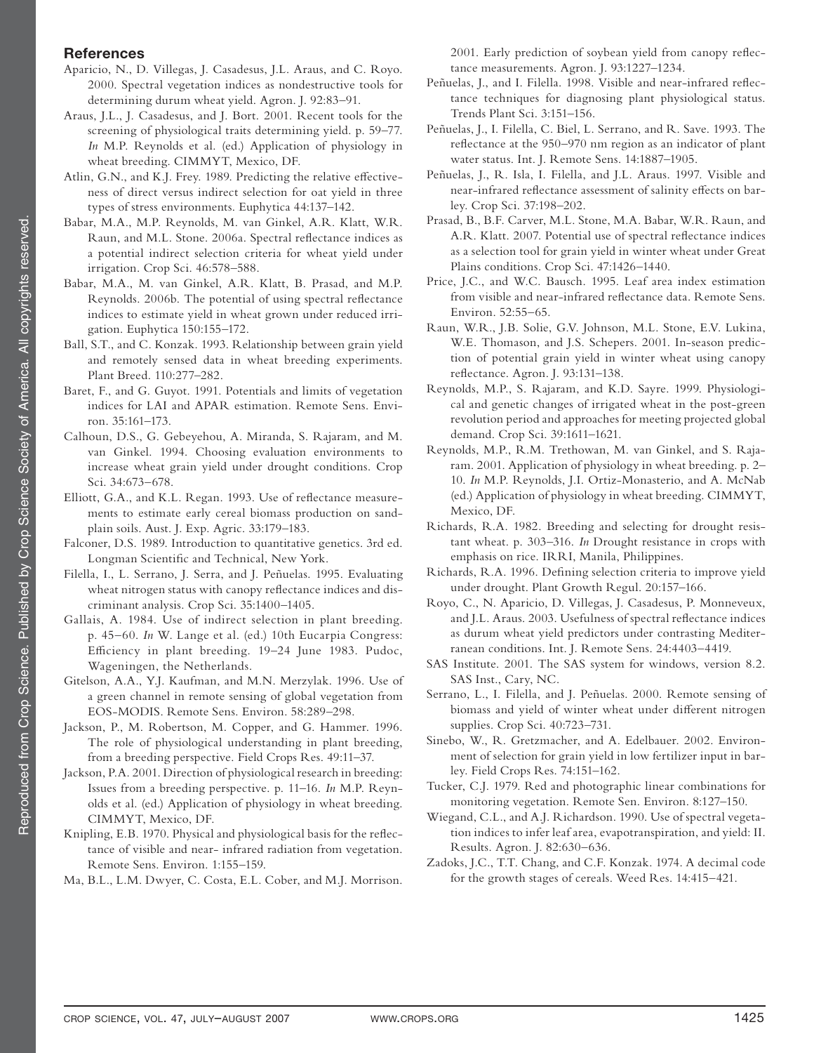## References

Aparicio, N., D. Villegas, J. Casadesus, J.L. Araus, and C. Royo. 2000. Spectral vegetation indices as nondestructive tools for determining durum wheat yield. Agron. J. 92:83–91.

Araus, J.L., J. Casadesus, and J. Bort. 2001. Recent tools for the screening of physiological traits determining yield. p. 59–77. *In* M.P. Reynolds et al. (ed.) Application of physiology in wheat breeding. CIMMYT, Mexico, DF.

Atlin, G.N., and K.J. Frey. 1989. Predicting the relative effectiveness of direct versus indirect selection for oat yield in three types of stress environments. Euphytica 44:137–142.

Babar, M.A., M.P. Reynolds, M. van Ginkel, A.R. Klatt, W.R. Raun, and M.L. Stone. 2006a. Spectral reflectance indices as a potential indirect selection criteria for wheat yield under irrigation. Crop Sci. 46:578–588.

Babar, M.A., M. van Ginkel, A.R. Klatt, B. Prasad, and M.P. Reynolds. 2006b. The potential of using spectral reflectance indices to estimate yield in wheat grown under reduced irrigation. Euphytica 150:155–172.

Ball, S.T., and C. Konzak. 1993. Relationship between grain yield and remotely sensed data in wheat breeding experiments. Plant Breed. 110:277–282.

Baret, F., and G. Guyot. 1991. Potentials and limits of vegetation indices for LAI and APAR estimation. Remote Sens. Environ. 35:161–173.

Calhoun, D.S., G. Gebeyehou, A. Miranda, S. Rajaram, and M. van Ginkel. 1994. Choosing evaluation environments to increase wheat grain yield under drought conditions. Crop Sci. 34:673–678.

Elliott, G.A., and K.L. Regan. 1993. Use of reflectance measurements to estimate early cereal biomass production on sandplain soils. Aust. J. Exp. Agric. 33:179–183.

Falconer, D.S. 1989. Introduction to quantitative genetics. 3rd ed. Longman Scientific and Technical, New York.

Filella, I., L. Serrano, J. Serra, and J. Peñuelas. 1995. Evaluating wheat nitrogen status with canopy reflectance indices and discriminant analysis. Crop Sci. 35:1400–1405.

Gallais, A. 1984. Use of indirect selection in plant breeding. p. 45–60. *In* W. Lange et al. (ed.) 10th Eucarpia Congress: Efficiency in plant breeding. 19–24 June 1983. Pudoc, Wageningen, the Netherlands.

Gitelson, A.A., Y.J. Kaufman, and M.N. Merzylak. 1996. Use of a green channel in remote sensing of global vegetation from EOS-MODIS. Remote Sens. Environ. 58:289–298.

Jackson, P., M. Robertson, M. Copper, and G. Hammer. 1996. The role of physiological understanding in plant breeding, from a breeding perspective. Field Crops Res. 49:11–37.

Jackson, P.A. 2001. Direction of physiological research in breeding: Issues from a breeding perspective. p. 11–16. *In* M.P. Reynolds et al. (ed.) Application of physiology in wheat breeding. CIMMYT, Mexico, DF.

Knipling, E.B. 1970. Physical and physiological basis for the reflectance of visible and near- infrared radiation from vegetation. Remote Sens. Environ. 1:155–159.

Ma, B.L., L.M. Dwyer, C. Costa, E.L. Cober, and M.J. Morrison. 2001. Early prediction of soybean yield from canopy reflectance measurements. Agron. J. 93:1227–1234.

Peñuelas, J., and I. Filella. 1998. Visible and near-infrared reflectance techniques for diagnosing plant physiological status. Trends Plant Sci. 3:151–156.

Peñuelas, J., I. Filella, C. Biel, L. Serrano, and R. Save. 1993. The reflectance at the 950–970 nm region as an indicator of plant water status. Int. J. Remote Sens. 14:1887–1905.

Peñuelas, J., R. Isla, I. Filella, and J.L. Araus. 1997. Visible and near-infrared reflectance assessment of salinity effects on barley. Crop Sci. 37:198–202.

Prasad, B., B.F. Carver, M.L. Stone, M.A. Babar, W.R. Raun, and A.R. Klatt. 2007. Potential use of spectral reflectance indices as a selection tool for grain yield in winter wheat under Great Plains conditions. Crop Sci. 47:1426–1440.

Price, J.C., and W.C. Bausch. 1995. Leaf area index estimation from visible and near-infrared reflectance data. Remote Sens. Environ. 52:55–65.

Raun, W.R., J.B. Solie, G.V. Johnson, M.L. Stone, E.V. Lukina, W.E. Thomason, and J.S. Schepers. 2001. In-season prediction of potential grain yield in winter wheat using canopy reflectance. Agron. J. 93:131–138.

Reynolds, M.P., S. Rajaram, and K.D. Sayre. 1999. Physiological and genetic changes of irrigated wheat in the post-green revolution period and approaches for meeting projected global demand. Crop Sci. 39:1611–1621.

Reynolds, M.P., R.M. Trethowan, M. van Ginkel, and S. Rajaram. 2001. Application of physiology in wheat breeding. p. 2–10. *In* M.P. Reynolds, J.I. Ortiz-Monasterio, and A. McNab (ed.) Application of physiology in wheat breeding. CIMMYT, Mexico, DF.

Richards, R.A. 1982. Breeding and selecting for drought resistant wheat. p. 303–316. *In* Drought resistance in crops with emphasis on rice. IRRI, Manila, Philippines.

Richards, R.A. 1996. Defining selection criteria to improve yield under drought. Plant Growth Regul. 20:157–166.

Royo, C., N. Aparicio, D. Villegas, J. Casadesus, P. Monneveux, and J.L. Araus. 2003. Usefulness of spectral reflectance indices as durum wheat yield predictors under contrasting Mediterranean conditions. Int. J. Remote Sens. 24:4403–4419.

SAS Institute. 2001. The SAS system for windows, version 8.2. SAS Inst., Cary, NC.

Serrano, L., I. Filella, and J. Peñuelas. 2000. Remote sensing of biomass and yield of winter wheat under different nitrogen supplies. Crop Sci. 40:723–731.

Sinebo, W., R. Gretzmacher, and A. Edelbauer. 2002. Environment of selection for grain yield in low fertilizer input in barley. Field Crops Res. 74:151–162.

Tucker, C.J. 1979. Red and photographic linear combinations for monitoring vegetation. Remote Sen. Environ. 8:127–150.

Wiegand, C.L., and A.J. Richardson. 1990. Use of spectral vegetation indices to infer leaf area, evapotranspiration, and yield: II. Results. Agron. J. 82:630–636.

Zadoks, J.C., T.T. Chang, and C.F. Konzak. 1974. A decimal code for the growth stages of cereals. Weed Res. 14:415–421.